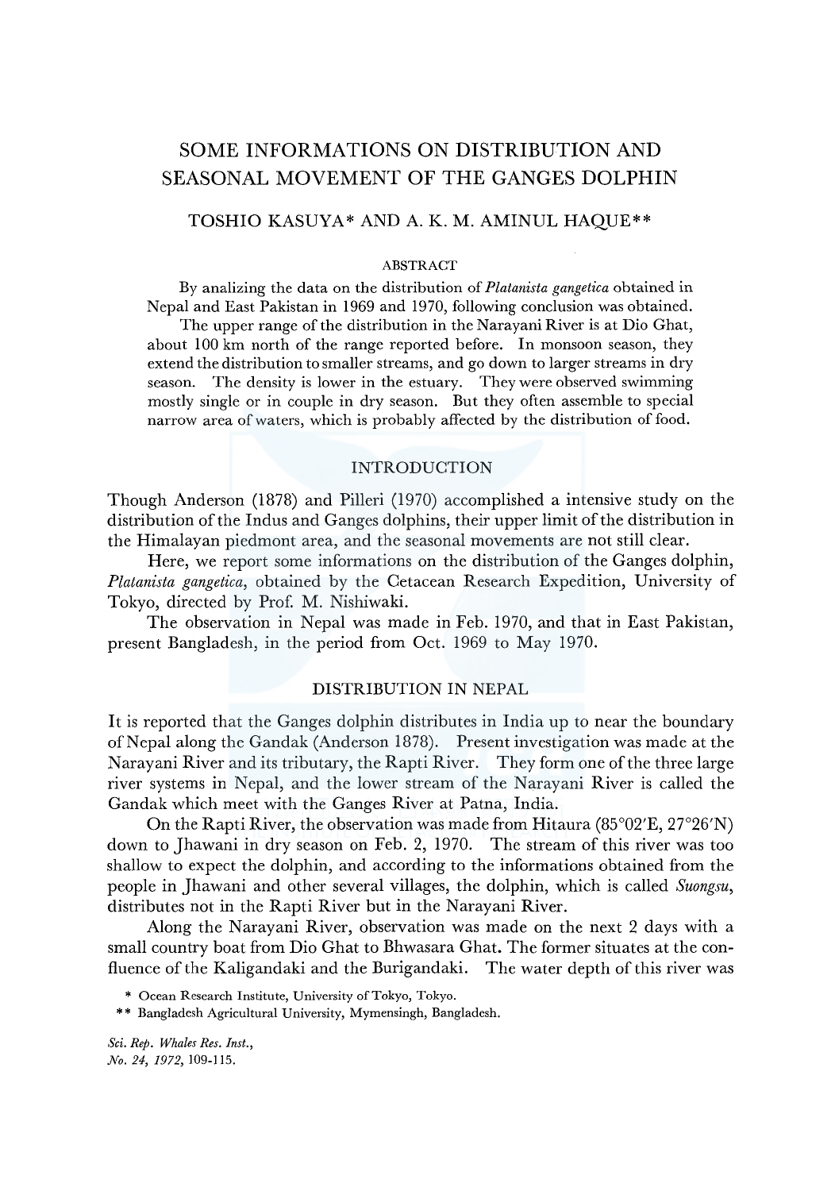# SOME INFORMATIONS ON DISTRIBUTION AND SEASONAL MOVEMENT OF THE GANGES DOLPHIN

TOSHIO KASUYA* AND A. K. M. AMINUL HAQUE**

## ABSTRACT

By analizing the data on the distribution of *Platanista gangetica* obtained in Nepal and East Pakistan in 1969 and 1970, following conclusion was obtained.

The upper range of the distribution in the Narayani River is at Dio Ghat, about 100 km north of the range reported before. In monsoon season, they extend the distribution to smaller streams, and go down to larger streams in dry season. The density is lower in the estuary. They were observed swimming mostly single or in couple in dry season. But they often assemble to special narrow area of waters, which is probably affected by the distribution of food.

## INTRODUCTION

Though Anderson (1878) and Pilleri (1970) accomplished a intensive study on the distribution of the Indus and Ganges dolphins, their upper limit of the distribution in the Himalayan piedmont area, and the seasonal movements are not still clear.

Here, we report some informations on the distribution of the Ganges dolphin, *Platanista gangetica*, obtained by the Cetacean Research Expedition, University of Tokyo, directed by Prof. M. Nishiwaki.

The observation in Nepal was made in Feb. 1970, and that in East Pakistan, present Bangladesh, in the period from Oct. 1969 to May 1970.

## DISTRIBUTION IN NEPAL

It is reported that the Ganges dolphin distributes in India up to near the boundary of Nepal along the Gandak (Anderson 1878). Present investigation was made at the Narayani River and its tributary, the Rapti River. They form one of the three large river systems in Nepal, and the lower stream of the Narayani River is called the Gandak which meet with the Ganges River at Patna, India.

On the Rapti River, the observation was made from Hitaura (85°02′E, 27°26′N) down to Jhawani in dry season on Feb. 2, 1970. The stream of this river was too shallow to expect the dolphin, and according to the informations obtained from the people in Jhawani and other several villages, the dolphin, which is called *Suongsu*, distributes not in the Rapti River but in the Narayani River.

Along the Narayani River, observation was made on the next 2 days with a small country boat from Dio Ghat to Bhwasara Ghat. The former situates at the confluence of the Kaligandaki and the Burigandaki. The water depth of this river was

\* Ocean Research Institute, University of Tokyo, Tokyo.

\*\* Bangladesh Agricultural University, Mymensingh, Bangladesh.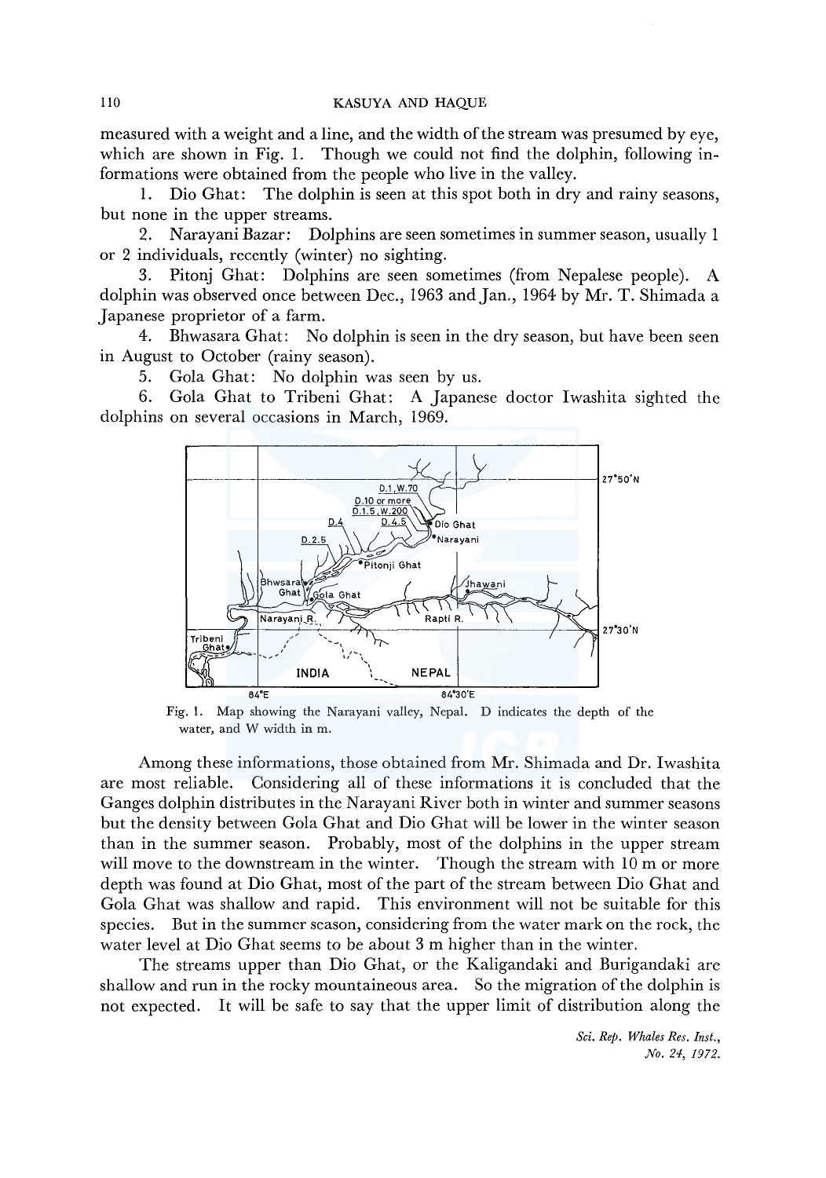measured with a weight and a line, and the width of the stream was presumed by eye, which are shown in Fig. 1. Though we could not find the dolphin, following informations were obtained from the people who live in the valley.

1. Dio Ghat: The dolphin is seen at this spot both in dry and rainy seasons, but none in the upper streams.
2. Narayani Bazar: Dolphins are seen sometimes in summer season, usually 1 or 2 individuals, recently (winter) no sighting.
3. Pitonj Ghat: Dolphins are seen sometimes (from Nepalese people). A dolphin was observed once between Dec., 1963 and Jan., 1964 by Mr. T. Shimada a Japanese proprietor of a farm.
4. Bhwasara Ghat: No dolphin is seen in the dry season, but have been seen in August to October (rainy season).
5. Gola Ghat: No dolphin was seen by us.
6. Gola Ghat to Tribeni Ghat: A Japanese doctor Iwashita sighted the dolphins on several occasions in March, 1969.

Fig. 1. Map showing the Narayani valley, Nepal. D indicates the depth of the water, and W width in m.

Among these informations, those obtained from Mr. Shimada and Dr. Iwashita are most reliable. Considering all of these informations it is concluded that the Ganges dolphin distributes in the Narayani River both in winter and summer seasons but the density between Gola Ghat and Dio Ghat will be lower in the winter season than in the summer season. Probably, most of the dolphins in the upper stream will move to the downstream in the winter. Though the stream with 10 m or more depth was found at Dio Ghat, most of the part of the stream between Dio Ghat and Gola Ghat was shallow and rapid. This environment will not be suitable for this species. But in the summer season, considering from the water mark on the rock, the water level at Dio Ghat seems to be about 3 m higher than in the winter.

The streams upper than Dio Ghat, or the Kaligandaki and Burigandaki are shallow and run in the rocky mountaineous area. So the migration of the dolphin is not expected. It will be safe to say that the upper limit of distribution along the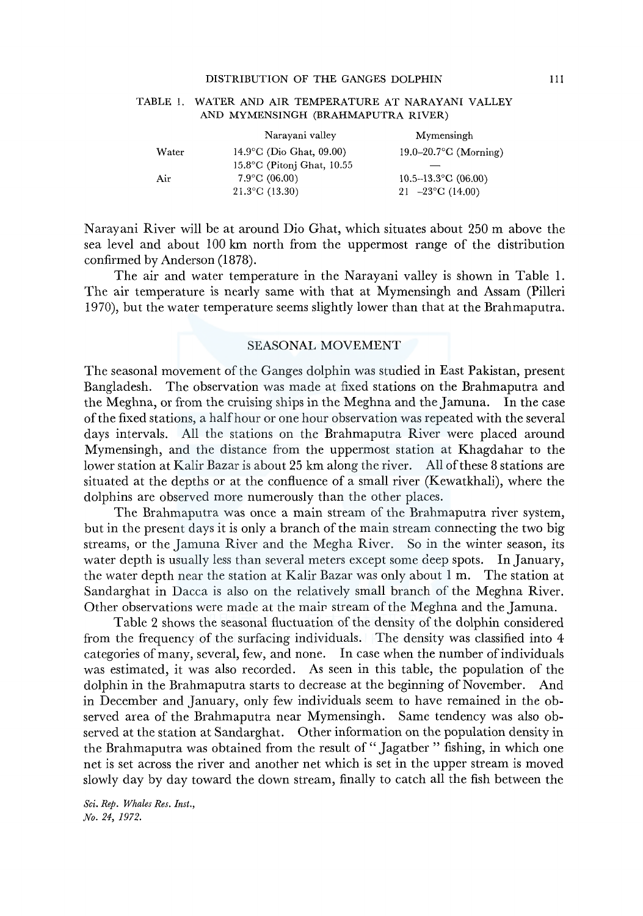TABLE 1. WATER AND AIR TEMPERATURE AT NARAYANI VALLEY AND MYMENSINGH (BRAHMAPUTRA RIVER)

| | Narayani valley | Mymensingh |
|---|---|---|
| Water | 14.9°C (Dio Ghat, 09.00) | 19.0–20.7°C (Morning) |
| | 15.8°C (Pitonj Ghat, 10.55 | — |
| Air | 7.9°C (06.00) | 10.5–13.3°C (06.00) |
| | 21.3°C (13.30) | 21 –23°C (14.00) |

Narayani River will be at around Dio Ghat, which situates about 250 m above the sea level and about 100 km north from the uppermost range of the distribution confirmed by Anderson (1878).

The air and water temperature in the Narayani valley is shown in Table 1. The air temperature is nearly same with that at Mymensingh and Assam (Pilleri 1970), but the water temperature seems slightly lower than that at the Brahmaputra.

## SEASONAL MOVEMENT

The seasonal movement of the Ganges dolphin was studied in East Pakistan, present Bangladesh. The observation was made at fixed stations on the Brahmaputra and the Meghna, or from the cruising ships in the Meghna and the Jamuna. In the case of the fixed stations, a half hour or one hour observation was repeated with the several days intervals. All the stations on the Brahmaputra River were placed around Mymensingh, and the distance from the uppermost station at Khagdahar to the lower station at Kalir Bazar is about 25 km along the river. All of these 8 stations are situated at the depths or at the confluence of a small river (Kewatkhali), where the dolphins are observed more numerously than the other places.

The Brahmaputra was once a main stream of the Brahmaputra river system, but in the present days it is only a branch of the main stream connecting the two big streams, or the Jamuna River and the Megha River. So in the winter season, its water depth is usually less than several meters except some deep spots. In January, the water depth near the station at Kalir Bazar was only about 1 m. The station at Sandarghat in Dacca is also on the relatively small branch of the Meghna River. Other observations were made at the main stream of the Meghna and the Jamuna.

Table 2 shows the seasonal fluctuation of the density of the dolphin considered from the frequency of the surfacing individuals. The density was classified into 4 categories of many, several, few, and none. In case when the number of individuals was estimated, it was also recorded. As seen in this table, the population of the dolphin in the Brahmaputra starts to decrease at the beginning of November. And in December and January, only few individuals seem to have remained in the observed area of the Brahmaputra near Mymensingh. Same tendency was also observed at the station at Sandarghat. Other information on the population density in the Brahmaputra was obtained from the result of "Jagatber" fishing, in which one net is set across the river and another net which is set in the upper stream is moved slowly day by day toward the down stream, finally to catch all the fish between the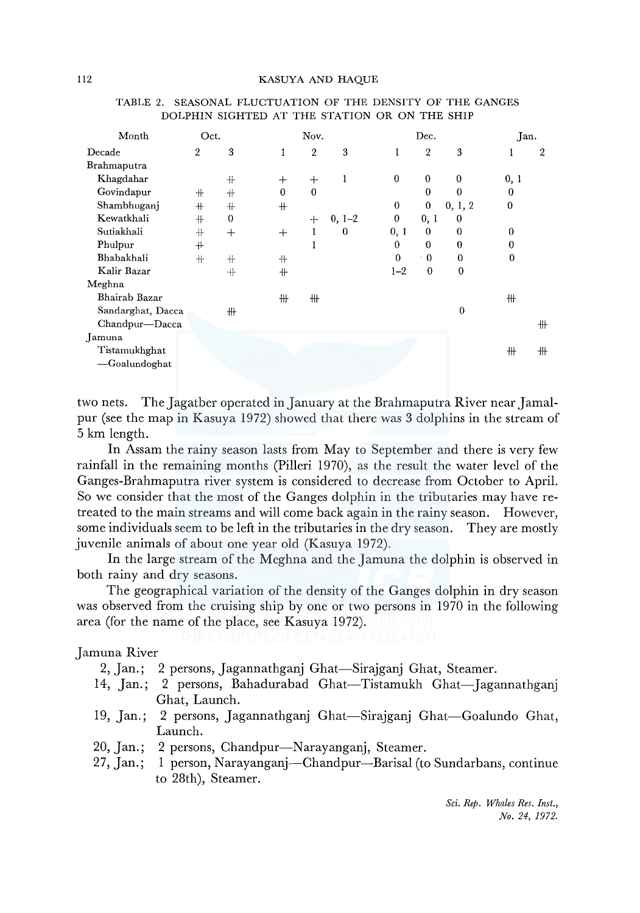TABLE 2. SEASONAL FLUCTUATION OF THE DENSITY OF THE GANGES DOLPHIN SIGHTED AT THE STATION OR ON THE SHIP

| Month | Oct. | | Nov. | | | Dec. | | | Jan. | |
|---|---|---|---|---|---|---|---|---|---|---|
| Decade | 2 | 3 | 1 | 2 | 3 | 1 | 2 | 3 | 1 | 2 |
| Brahmaputra | | | | | | | | | | |
| Khagdahar | | ++ | + | + | 1 | 0 | 0 | 0 | 0, 1 | |
| Govindapur | ++ | ++ | 0 | 0 | | | 0 | 0 | 0 | |
| Shambhuganj | ++ | ++ | ++ | | | 0 | 0 | 0, 1, 2 | 0 | |
| Kewatkhali | ++ | 0 | | + | 0, 1–2 | 0 | 0, 1 | 0 | | |
| Sutiakhali | ++ | + | + | 1 | 0 | 0, 1 | 0 | 0 | 0 | |
| Phulpur | ++ | | | 1 | | 0 | 0 | 0 | 0 | |
| Bhabakhali | ++ | ++ | ++ | | | 0 | 0 | 0 | 0 | |
| Kalir Bazar | | ++ | ++ | | | 1–2 | 0 | 0 | | |
| Meghna | | | | | | | | | | |
| Bhairab Bazar | | | +++ | +++ | | | | | +++ | |
| Sandarghat, Dacca | | +++ | | | | | | 0 | | |
| Chandpur—Dacca | | | | | | | | | | +++ |
| Jamuna | | | | | | | | | | |
| Tistamukhghat —Goalundoghat | | | | | | | | | +++ | +++ |

two nets. The Jagatber operated in January at the Brahmaputra River near Jamalpur (see the map in Kasuya 1972) showed that there was 3 dolphins in the stream of 5 km length.

In Assam the rainy season lasts from May to September and there is very few rainfall in the remaining months (Pilleri 1970), as the result the water level of the Ganges-Brahmaputra river system is considered to decrease from October to April. So we consider that the most of the Ganges dolphin in the tributaries may have retreated to the main streams and will come back again in the rainy season. However, some individuals seem to be left in the tributaries in the dry season. They are mostly juvenile animals of about one year old (Kasuya 1972).

In the large stream of the Meghna and the Jamuna the dolphin is observed in both rainy and dry seasons.

The geographical variation of the density of the Ganges dolphin in dry season was observed from the cruising ship by one or two persons in 1970 in the following area (for the name of the place, see Kasuya 1972).

Jamuna River

- 2, Jan.; 2 persons, Jagannathganj Ghat—Sirajganj Ghat, Steamer.
- 14, Jan.; 2 persons, Bahadurabad Ghat—Tistamukh Ghat—Jagannathganj Ghat, Launch.
- 19, Jan.; 2 persons, Jagannathganj Ghat—Sirajganj Ghat—Goalundo Ghat, Launch.
- 20, Jan.; 2 persons, Chandpur—Narayanganj, Steamer.
- 27, Jan.; 1 person, Narayanganj—Chandpur—Barisal (to Sundarbans, continue to 28th), Steamer.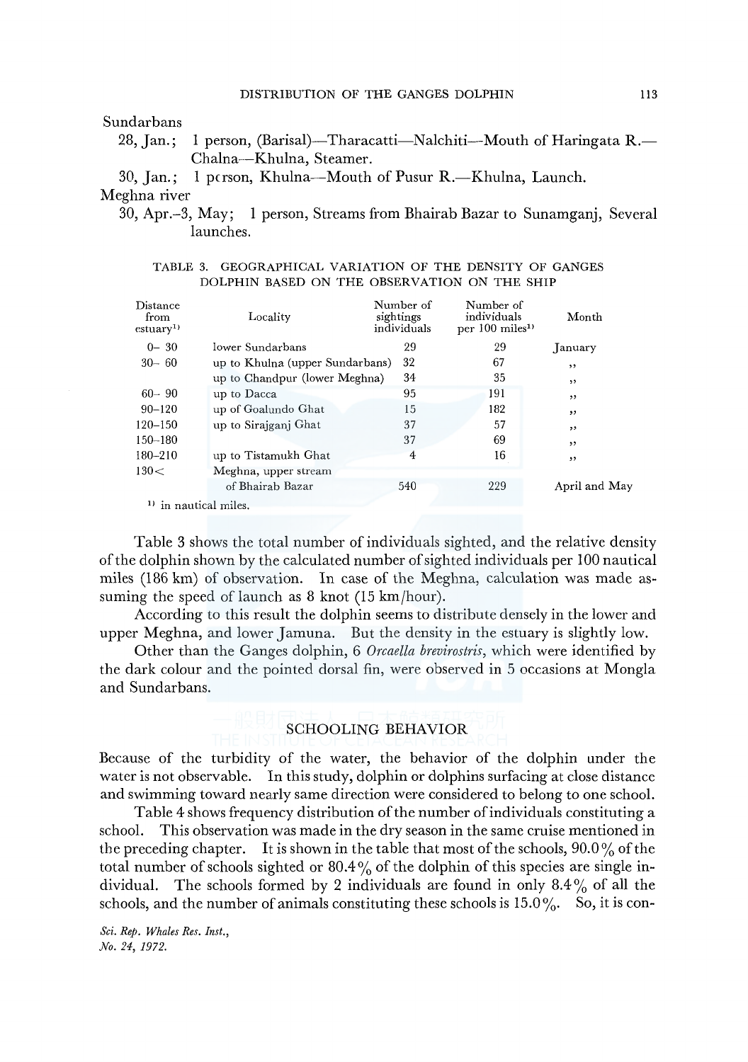Sundarbans

28, Jan.; 1 person, (Barisal)—Tharacatti—Nalchiti—Mouth of Haringata R.—Chalna—Khulna, Steamer.

30, Jan.; 1 pcrson, Khulna—Mouth of Pusur R.—Khulna, Launch.

Meghna river

30, Apr.–3, May; 1 person, Streams from Bhairab Bazar to Sunamganj, Several launches.

TABLE 3. GEOGRAPHICAL VARIATION OF THE DENSITY OF GANGES DOLPHIN BASED ON THE OBSERVATION ON THE SHIP

| Distance from estuary[1] | Locality | Number of sightings individuals | Number of individuals per 100 miles[1] | Month |
|---|---|---|---|---|
| 0– 30 | lower Sundarbans | 29 | 29 | January |
| 30– 60 | up to Khulna (upper Sundarbans) | 32 | 67 | ,, |
| | up to Chandpur (lower Meghna) | 34 | 35 | ,, |
| 60– 90 | up to Dacca | 95 | 191 | ,, |
| 90–120 | up of Goalundo Ghat | 15 | 182 | ,, |
| 120–150 | up to Sirajganj Ghat | 37 | 57 | ,, |
| 150–180 | | 37 | 69 | ,, |
| 180–210 | up to Tistamukh Ghat | 4 | 16 | ,, |
| 130< | Meghna, upper stream of Bhairab Bazar | 540 | 229 | April and May |

[1] in nautical miles.

Table 3 shows the total number of individuals sighted, and the relative density of the dolphin shown by the calculated number of sighted individuals per 100 nautical miles (186 km) of observation. In case of the Meghna, calculation was made assuming the speed of launch as 8 knot (15 km/hour).

According to this result the dolphin seems to distribute densely in the lower and upper Meghna, and lower Jamuna. But the density in the estuary is slightly low.

Other than the Ganges dolphin, 6 *Orcaella brevirostris*, which were identified by the dark colour and the pointed dorsal fin, were observed in 5 occasions at Mongla and Sundarbans.

## SCHOOLING BEHAVIOR

Because of the turbidity of the water, the behavior of the dolphin under the water is not observable. In this study, dolphin or dolphins surfacing at close distance and swimming toward nearly same direction were considered to belong to one school.

Table 4 shows frequency distribution of the number of individuals constituting a school. This observation was made in the dry season in the same cruise mentioned in the preceding chapter. It is shown in the table that most of the schools, 90.0% of the total number of schools sighted or 80.4% of the dolphin of this species are single individual. The schools formed by 2 individuals are found in only 8.4% of all the schools, and the number of animals constituting these schools is 15.0%. So, it is con-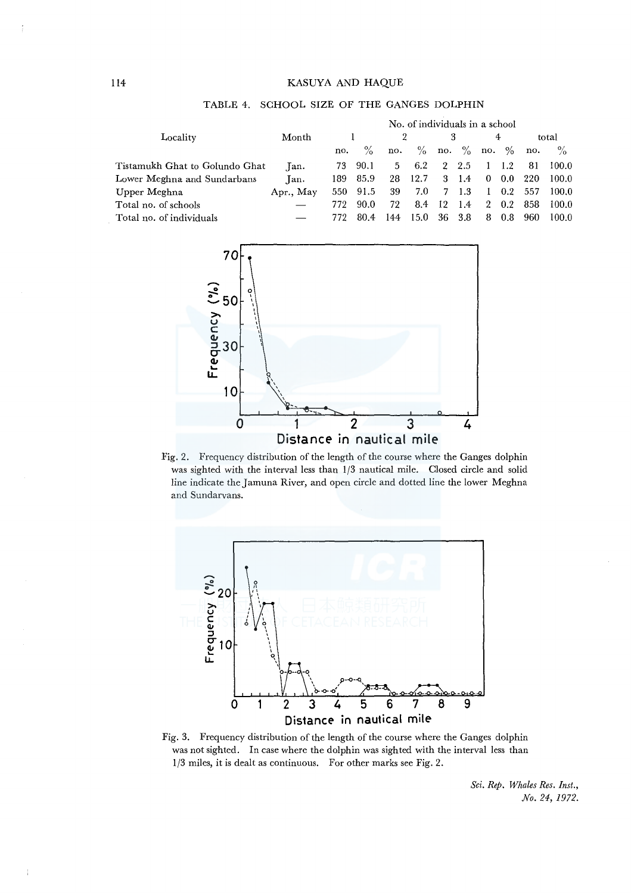TABLE 4. SCHOOL SIZE OF THE GANGES DOLPHIN

| Locality | Month | No. of individuals in a school | | | | | | | | | |
|---|---|---|---|---|---|---|---|---|---|---|---|
| | | 1 | | 2 | | 3 | | 4 | | total | |
| | | no. | % | no. | % | no. | % | no. | % | no. | % |
| Tistamukh Ghat to Golundo Ghat | Jan. | 73 | 90.1 | 5 | 6.2 | 2 | 2.5 | 1 | 1.2 | 81 | 100.0 |
| Lower Meghna and Sundarbans | Jan. | 189 | 85.9 | 28 | 12.7 | 3 | 1.4 | 0 | 0.0 | 220 | 100.0 |
| Upper Meghna | Apr., May | 550 | 91.5 | 39 | 7.0 | 7 | 1.3 | 1 | 0.2 | 557 | 100.0 |
| Total no. of schools | — | 772 | 90.0 | 72 | 8.4 | 12 | 1.4 | 2 | 0.2 | 858 | 100.0 |
| Total no. of individuals | — | 772 | 80.4 | 144 | 15.0 | 36 | 3.8 | 8 | 0.8 | 960 | 100.0 |

Fig. 2. Frequency distribution of the length of the course where the Ganges dolphin was sighted with the interval less than 1/3 nautical mile. Closed circle and solid line indicate the Jamuna River, and open circle and dotted line the lower Meghna and Sundarvans.

Fig. 3. Frequency distribution of the length of the course where the Ganges dolphin was not sighted. In case where the dolphin was sighted with the interval less than 1/3 miles, it is dealt as continuous. For other marks see Fig. 2.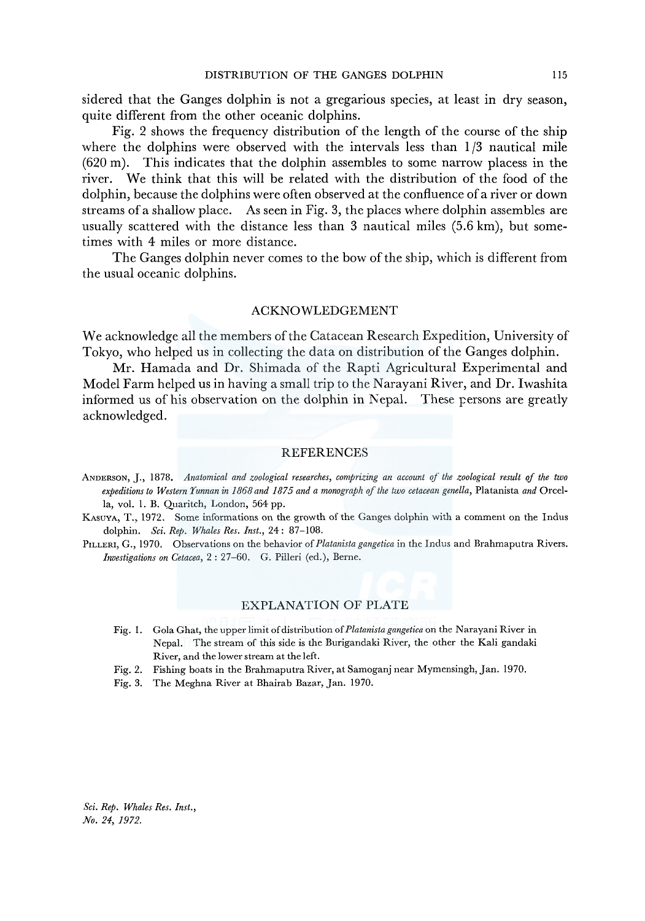sidered that the Ganges dolphin is not a gregarious species, at least in dry season, quite different from the other oceanic dolphins.

Fig. 2 shows the frequency distribution of the length of the course of the ship where the dolphins were observed with the intervals less than 1/3 nautical mile (620 m). This indicates that the dolphin assembles to some narrow placess in the river. We think that this will be related with the distribution of the food of the dolphin, because the dolphins were often observed at the confluence of a river or down streams of a shallow place. As seen in Fig. 3, the places where dolphin assembles are usually scattered with the distance less than 3 nautical miles (5.6 km), but sometimes with 4 miles or more distance.

The Ganges dolphin never comes to the bow of the ship, which is different from the usual oceanic dolphins.

## ACKNOWLEDGEMENT

We acknowledge all the members of the Catacean Research Expedition, University of Tokyo, who helped us in collecting the data on distribution of the Ganges dolphin.

Mr. Hamada and Dr. Shimada of the Rapti Agricultural Experimental and Model Farm helped us in having a small trip to the Narayani River, and Dr. Iwashita informed us of his observation on the dolphin in Nepal. These persons are greatly acknowledged.

## REFERENCES

ANDERSON, J., 1878. *Anatomical and zoological researches, comprizing an account of the zoological result of the two expeditions to Western Yunnan in 1868 and 1875 and a monograph of the two cetacean genella,* Platanista *and* Orcella, vol. 1. B. Quaritch, London, 564 pp.

KASUYA, T., 1972. Some informations on the growth of the Ganges dolphin with a comment on the Indus dolphin. *Sci. Rep. Whales Res. Inst.,* 24 : 87–108.

PILLERI, G., 1970. Observations on the behavior of *Platanista gangetica* in the Indus and Brahmaputra Rivers. *Investigations on Cetacea,* 2 : 27–60. G. Pilleri (ed.), Berne.

## EXPLANATION OF PLATE

Fig. 1. Gola Ghat, the upper limit of distribution of *Platanista gangetica* on the Narayani River in Nepal. The stream of this side is the Burigandaki River, the other the Kali gandaki River, and the lower stream at the left.

Fig. 2. Fishing boats in the Brahmaputra River, at Samoganj near Mymensingh, Jan. 1970.

Fig. 3. The Meghna River at Bhairab Bazar, Jan. 1970.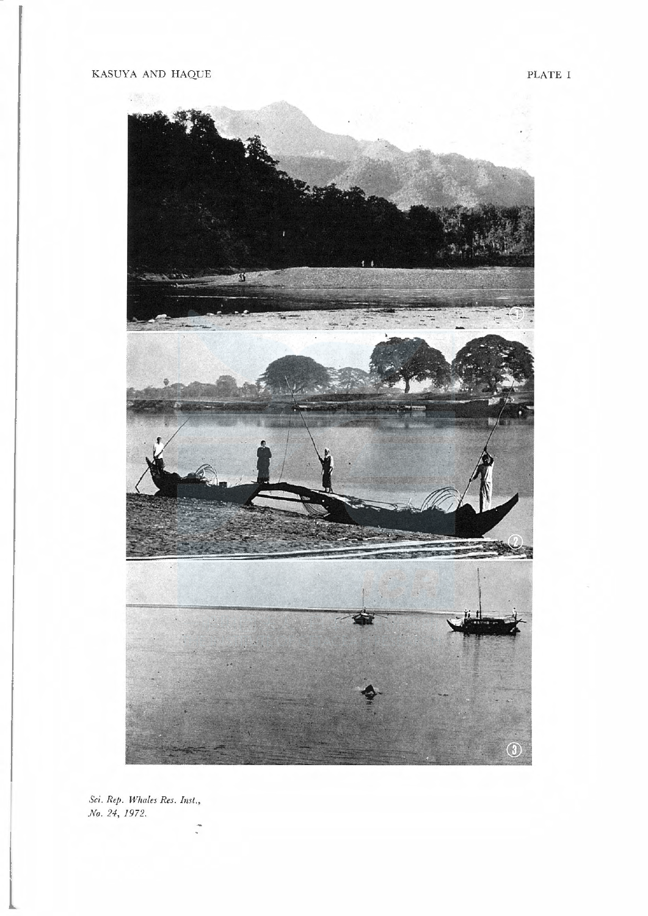PLATE I